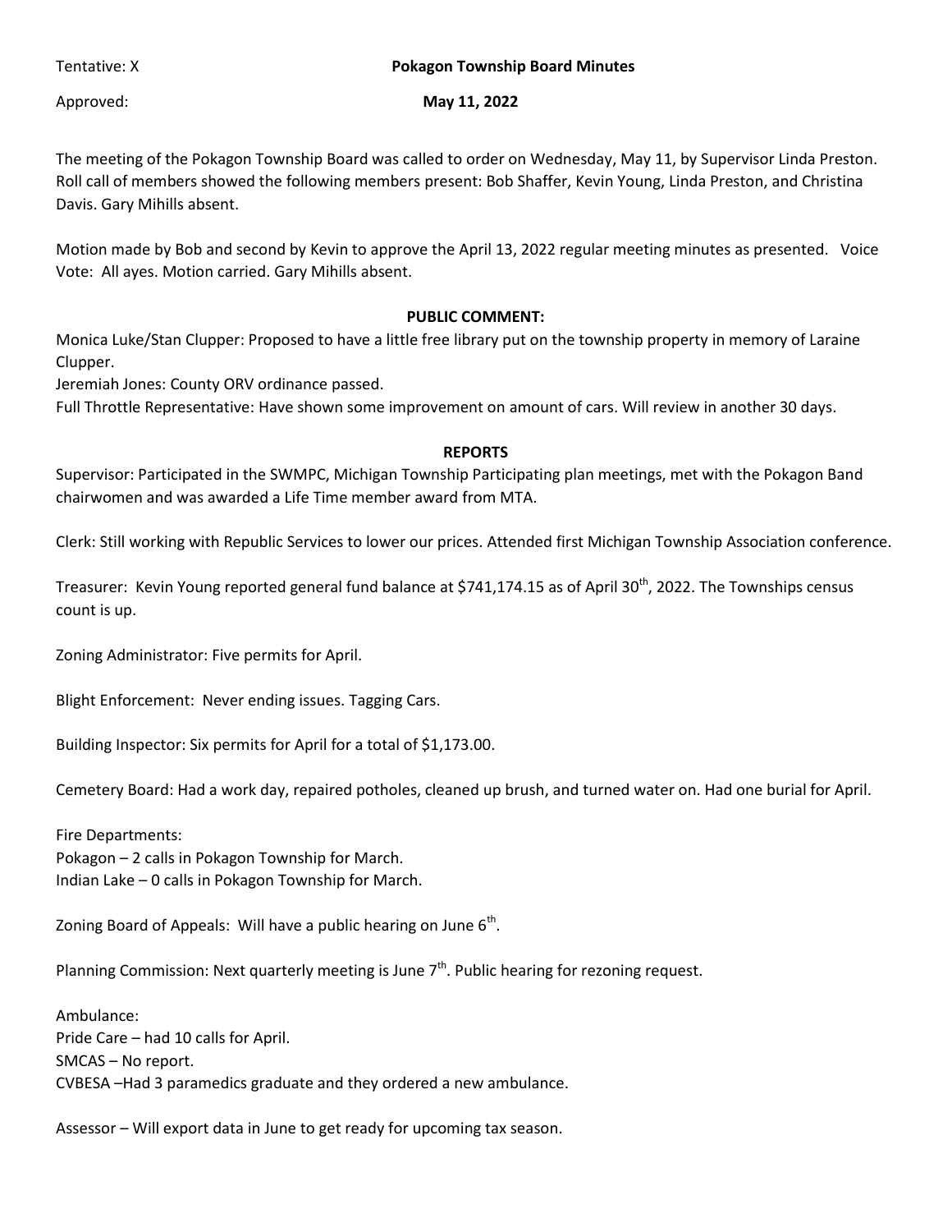Tentative: X

**Pokagon Township Board Minutes**

Approved:

**May 11, 2022**

The meeting of the Pokagon Township Board was called to order on Wednesday, May 11, by Supervisor Linda Preston. Roll call of members showed the following members present: Bob Shaffer, Kevin Young, Linda Preston, and Christina Davis. Gary Mihills absent.

Motion made by Bob and second by Kevin to approve the April 13, 2022 regular meeting minutes as presented. Voice Vote: All ayes. Motion carried. Gary Mihills absent.

**PUBLIC COMMENT:**

Monica Luke/Stan Clupper: Proposed to have a little free library put on the township property in memory of Laraine Clupper.

Jeremiah Jones: County ORV ordinance passed.

Full Throttle Representative: Have shown some improvement on amount of cars. Will review in another 30 days.

**REPORTS**

Supervisor: Participated in the SWMPC, Michigan Township Participating plan meetings, met with the Pokagon Band chairwomen and was awarded a Life Time member award from MTA.

Clerk: Still working with Republic Services to lower our prices. Attended first Michigan Township Association conference.

Treasurer: Kevin Young reported general fund balance at $741,174.15 as of April 30th, 2022. The Townships census count is up.

Zoning Administrator: Five permits for April.

Blight Enforcement: Never ending issues. Tagging Cars.

Building Inspector: Six permits for April for a total of $1,173.00.

Cemetery Board: Had a work day, repaired potholes, cleaned up brush, and turned water on. Had one burial for April.

Fire Departments:
Pokagon – 2 calls in Pokagon Township for March.
Indian Lake – 0 calls in Pokagon Township for March.

Zoning Board of Appeals: Will have a public hearing on June 6th.

Planning Commission: Next quarterly meeting is June 7th. Public hearing for rezoning request.

Ambulance:
Pride Care – had 10 calls for April.
SMCAS – No report.
CVBESA –Had 3 paramedics graduate and they ordered a new ambulance.

Assessor – Will export data in June to get ready for upcoming tax season.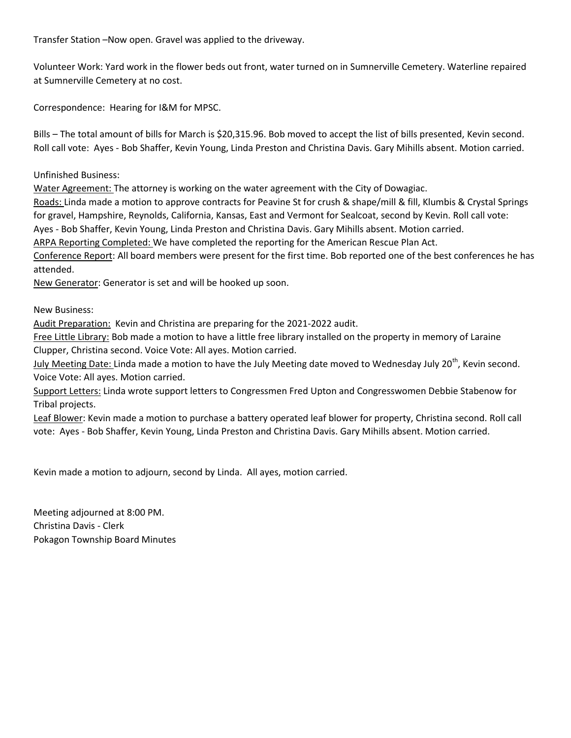Transfer Station –Now open. Gravel was applied to the driveway.

Volunteer Work: Yard work in the flower beds out front, water turned on in Sumnerville Cemetery. Waterline repaired at Sumnerville Cemetery at no cost.

Correspondence: Hearing for I&M for MPSC.

Bills – The total amount of bills for March is $20,315.96. Bob moved to accept the list of bills presented, Kevin second. Roll call vote: Ayes - Bob Shaffer, Kevin Young, Linda Preston and Christina Davis. Gary Mihills absent. Motion carried.

Unfinished Business:

Water Agreement: The attorney is working on the water agreement with the City of Dowagiac.

Roads: Linda made a motion to approve contracts for Peavine St for crush & shape/mill & fill, Klumbis & Crystal Springs for gravel, Hampshire, Reynolds, California, Kansas, East and Vermont for Sealcoat, second by Kevin. Roll call vote: Ayes - Bob Shaffer, Kevin Young, Linda Preston and Christina Davis. Gary Mihills absent. Motion carried.

ARPA Reporting Completed: We have completed the reporting for the American Rescue Plan Act.

Conference Report: All board members were present for the first time. Bob reported one of the best conferences he has attended.

New Generator: Generator is set and will be hooked up soon.

New Business:

Audit Preparation: Kevin and Christina are preparing for the 2021-2022 audit.

Free Little Library: Bob made a motion to have a little free library installed on the property in memory of Laraine Clupper, Christina second. Voice Vote: All ayes. Motion carried.

July Meeting Date: Linda made a motion to have the July Meeting date moved to Wednesday July 20th, Kevin second. Voice Vote: All ayes. Motion carried.

Support Letters: Linda wrote support letters to Congressmen Fred Upton and Congresswomen Debbie Stabenow for Tribal projects.

Leaf Blower: Kevin made a motion to purchase a battery operated leaf blower for property, Christina second. Roll call vote: Ayes - Bob Shaffer, Kevin Young, Linda Preston and Christina Davis. Gary Mihills absent. Motion carried.

Kevin made a motion to adjourn, second by Linda. All ayes, motion carried.

Meeting adjourned at 8:00 PM.
Christina Davis - Clerk
Pokagon Township Board Minutes